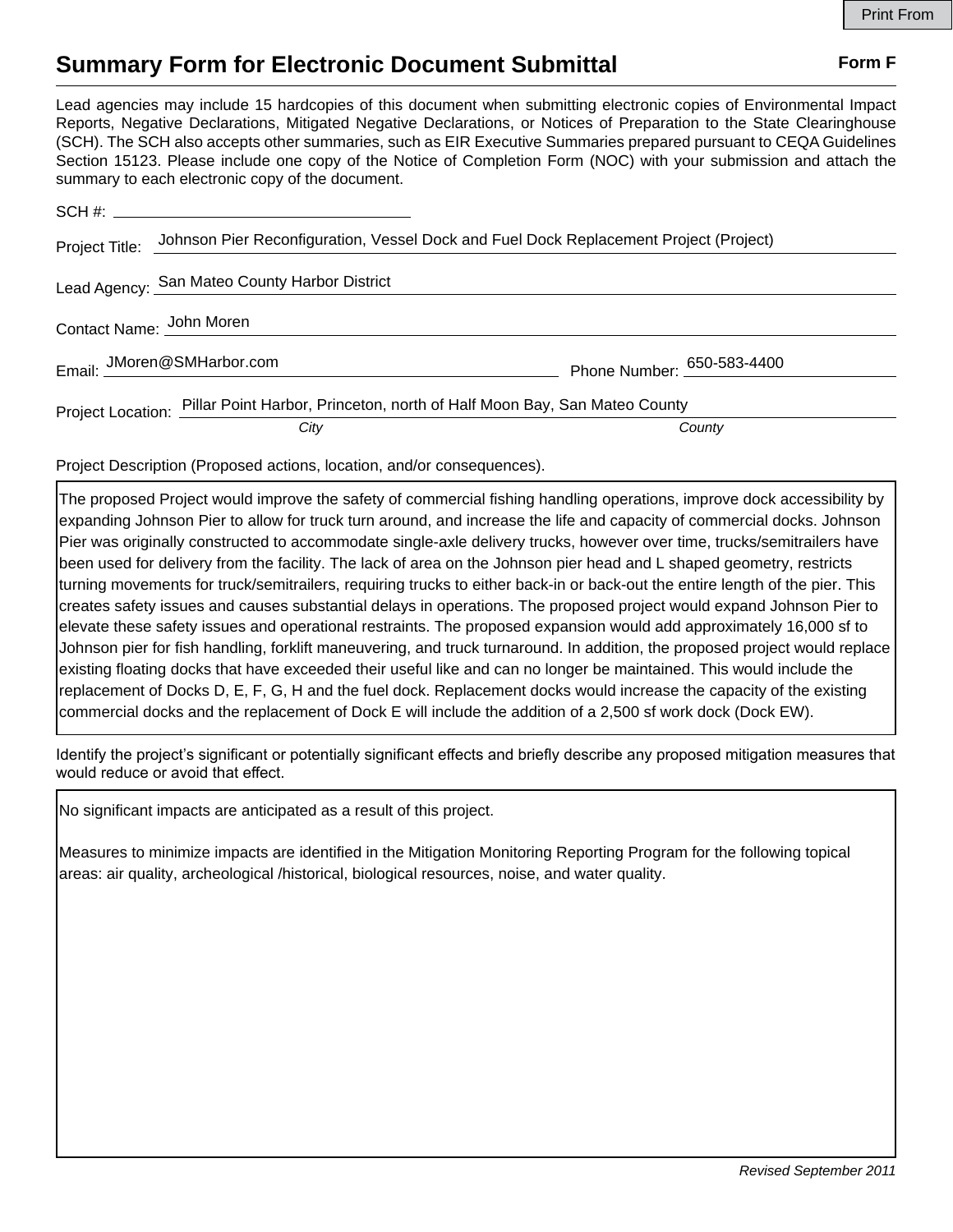Print From

# Summary Form for Electronic Document Submittal

**Form F**

Lead agencies may include 15 hardcopies of this document when submitting electronic copies of Environmental Impact Reports, Negative Declarations, Mitigated Negative Declarations, or Notices of Preparation to the State Clearinghouse (SCH). The SCH also accepts other summaries, such as EIR Executive Summaries prepared pursuant to CEQA Guidelines Section 15123. Please include one copy of the Notice of Completion Form (NOC) with your submission and attach the summary to each electronic copy of the document.

SCH #: ______________________

Project Title: Johnson Pier Reconfiguration, Vessel Dock and Fuel Dock Replacement Project (Project)

Lead Agency: San Mateo County Harbor District

Contact Name: John Moren

Email: JMoren@SMHarbor.com Phone Number: 650-583-4400

Project Location: Pillar Point Harbor, Princeton, north of Half Moon Bay, San Mateo County

*City* *County*

Project Description (Proposed actions, location, and/or consequences).

The proposed Project would improve the safety of commercial fishing handling operations, improve dock accessibility by expanding Johnson Pier to allow for truck turn around, and increase the life and capacity of commercial docks. Johnson Pier was originally constructed to accommodate single-axle delivery trucks, however over time, trucks/semitrailers have been used for delivery from the facility. The lack of area on the Johnson pier head and L shaped geometry, restricts turning movements for truck/semitrailers, requiring trucks to either back-in or back-out the entire length of the pier. This creates safety issues and causes substantial delays in operations. The proposed project would expand Johnson Pier to elevate these safety issues and operational restraints. The proposed expansion would add approximately 16,000 sf to Johnson pier for fish handling, forklift maneuvering, and truck turnaround. In addition, the proposed project would replace existing floating docks that have exceeded their useful like and can no longer be maintained. This would include the replacement of Docks D, E, F, G, H and the fuel dock. Replacement docks would increase the capacity of the existing commercial docks and the replacement of Dock E will include the addition of a 2,500 sf work dock (Dock EW).

Identify the project's significant or potentially significant effects and briefly describe any proposed mitigation measures that would reduce or avoid that effect.

No significant impacts are anticipated as a result of this project.

Measures to minimize impacts are identified in the Mitigation Monitoring Reporting Program for the following topical areas: air quality, archeological /historical, biological resources, noise, and water quality.

*Revised September 2011*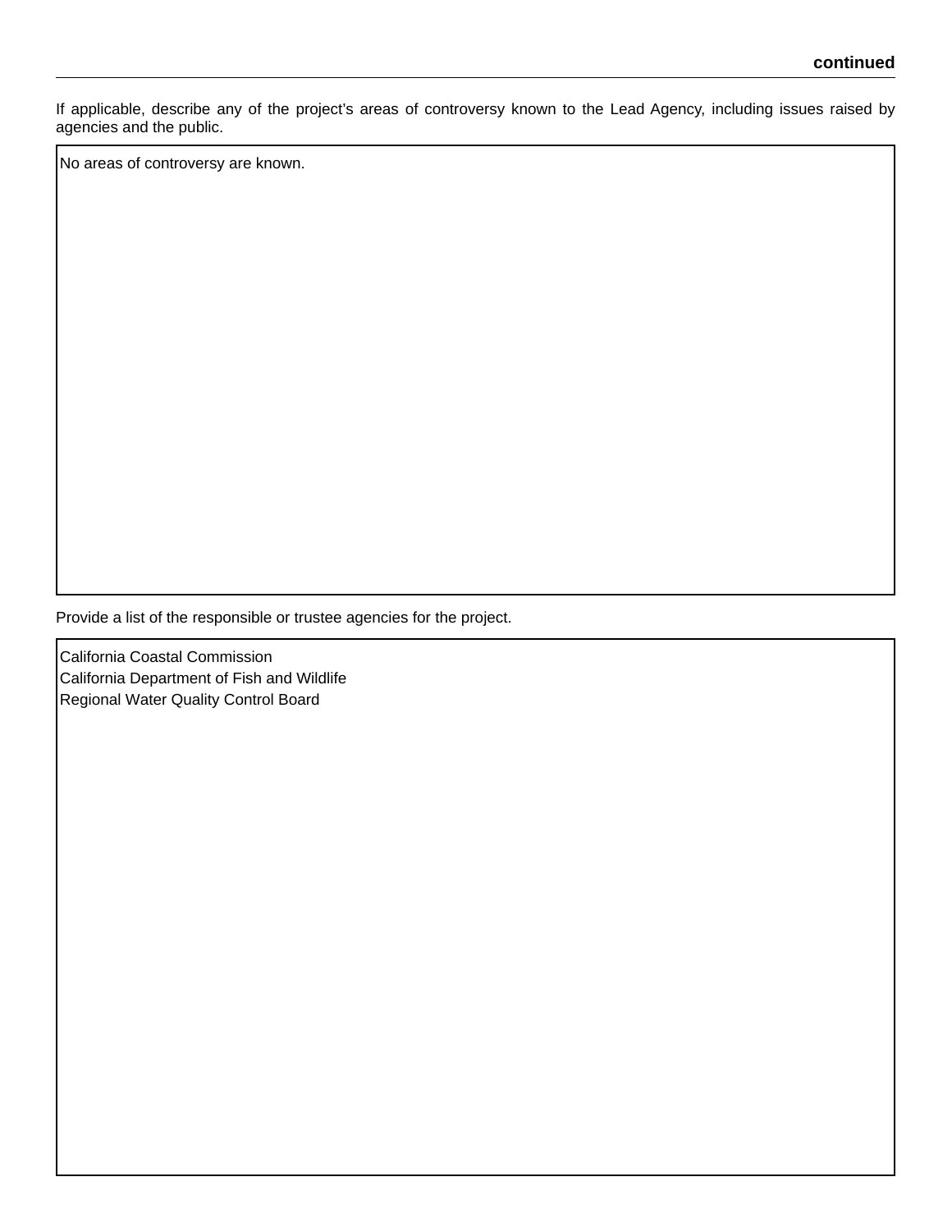**continued**

If applicable, describe any of the project's areas of controversy known to the Lead Agency, including issues raised by agencies and the public.

No areas of controversy are known.

Provide a list of the responsible or trustee agencies for the project.

California Coastal Commission
California Department of Fish and Wildlife
Regional Water Quality Control Board